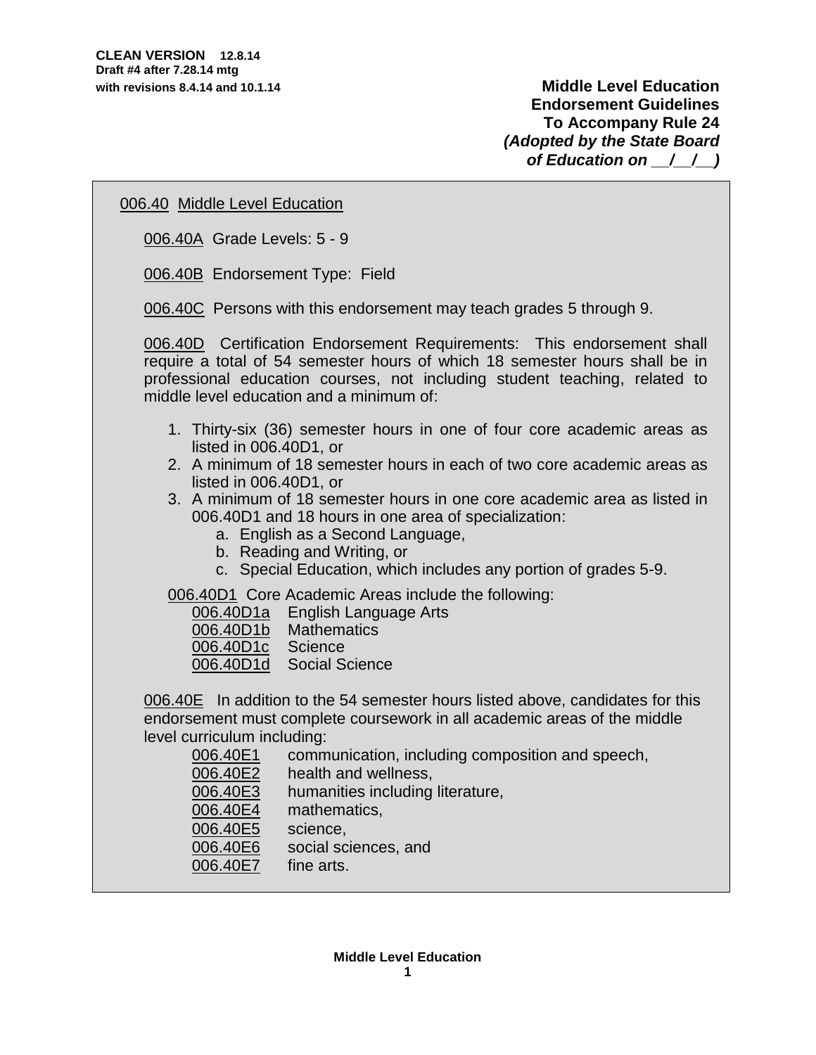**CLEAN VERSION 12.8.14**
**Draft #4 after 7.28.14 mtg**
**with revisions 8.4.14 and 10.1.14**

**Middle Level Education**
**Endorsement Guidelines**
**To Accompany Rule 24**
***(Adopted by the State Board of Education on __/__/__)***

006.40 Middle Level Education

006.40A Grade Levels: 5 - 9

006.40B Endorsement Type: Field

006.40C Persons with this endorsement may teach grades 5 through 9.

006.40D Certification Endorsement Requirements: This endorsement shall require a total of 54 semester hours of which 18 semester hours shall be in professional education courses, not including student teaching, related to middle level education and a minimum of:

1. Thirty-six (36) semester hours in one of four core academic areas as listed in 006.40D1, or
2. A minimum of 18 semester hours in each of two core academic areas as listed in 006.40D1, or
3. A minimum of 18 semester hours in one core academic area as listed in 006.40D1 and 18 hours in one area of specialization:
   a. English as a Second Language,
   b. Reading and Writing, or
   c. Special Education, which includes any portion of grades 5-9.

006.40D1 Core Academic Areas include the following:

006.40D1a English Language Arts
006.40D1b Mathematics
006.40D1c Science
006.40D1d Social Science

006.40E In addition to the 54 semester hours listed above, candidates for this endorsement must complete coursework in all academic areas of the middle level curriculum including:

006.40E1 communication, including composition and speech,
006.40E2 health and wellness,
006.40E3 humanities including literature,
006.40E4 mathematics,
006.40E5 science,
006.40E6 social sciences, and
006.40E7 fine arts.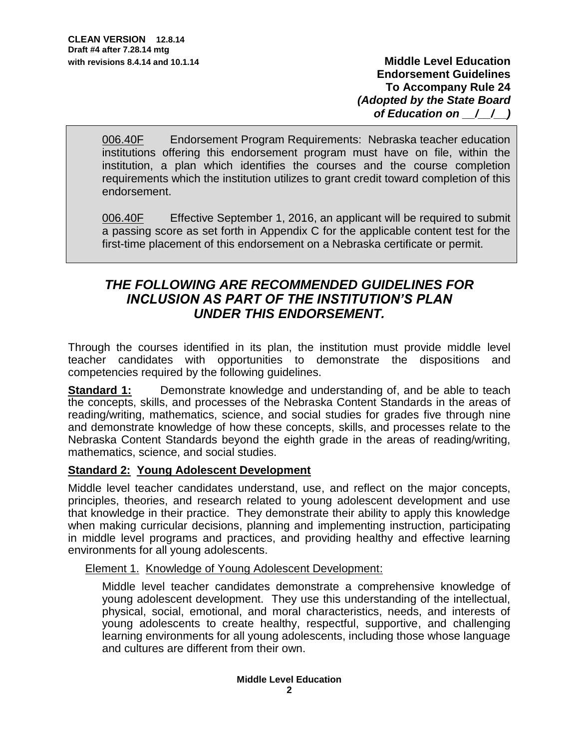**CLEAN VERSION 12.8.14**
**Draft #4 after 7.28.14 mtg**
**with revisions 8.4.14 and 10.1.14**

**Middle Level Education**
**Endorsement Guidelines**
**To Accompany Rule 24**
***(Adopted by the State Board of Education on __/__/__)***

006.40F Endorsement Program Requirements: Nebraska teacher education institutions offering this endorsement program must have on file, within the institution, a plan which identifies the courses and the course completion requirements which the institution utilizes to grant credit toward completion of this endorsement.

006.40F Effective September 1, 2016, an applicant will be required to submit a passing score as set forth in Appendix C for the applicable content test for the first-time placement of this endorsement on a Nebraska certificate or permit.

## *THE FOLLOWING ARE RECOMMENDED GUIDELINES FOR INCLUSION AS PART OF THE INSTITUTION'S PLAN UNDER THIS ENDORSEMENT.*

Through the courses identified in its plan, the institution must provide middle level teacher candidates with opportunities to demonstrate the dispositions and competencies required by the following guidelines.

**Standard 1:** Demonstrate knowledge and understanding of, and be able to teach the concepts, skills, and processes of the Nebraska Content Standards in the areas of reading/writing, mathematics, science, and social studies for grades five through nine and demonstrate knowledge of how these concepts, skills, and processes relate to the Nebraska Content Standards beyond the eighth grade in the areas of reading/writing, mathematics, science, and social studies.

**Standard 2: Young Adolescent Development**

Middle level teacher candidates understand, use, and reflect on the major concepts, principles, theories, and research related to young adolescent development and use that knowledge in their practice. They demonstrate their ability to apply this knowledge when making curricular decisions, planning and implementing instruction, participating in middle level programs and practices, and providing healthy and effective learning environments for all young adolescents.

Element 1. Knowledge of Young Adolescent Development:

Middle level teacher candidates demonstrate a comprehensive knowledge of young adolescent development. They use this understanding of the intellectual, physical, social, emotional, and moral characteristics, needs, and interests of young adolescents to create healthy, respectful, supportive, and challenging learning environments for all young adolescents, including those whose language and cultures are different from their own.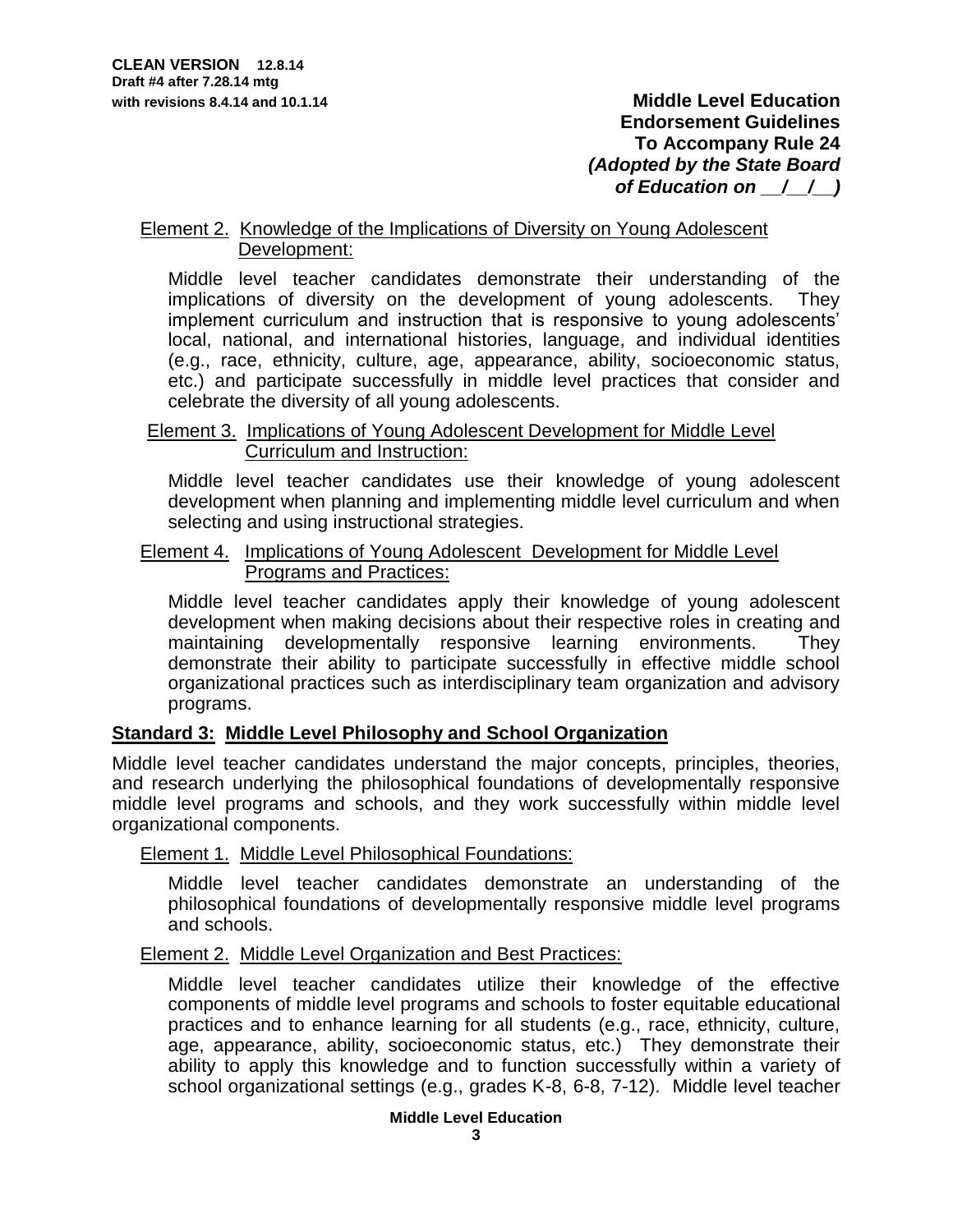Element 2. Knowledge of the Implications of Diversity on Young Adolescent Development:

Middle level teacher candidates demonstrate their understanding of the implications of diversity on the development of young adolescents. They implement curriculum and instruction that is responsive to young adolescents' local, national, and international histories, language, and individual identities (e.g., race, ethnicity, culture, age, appearance, ability, socioeconomic status, etc.) and participate successfully in middle level practices that consider and celebrate the diversity of all young adolescents.

Element 3. Implications of Young Adolescent Development for Middle Level Curriculum and Instruction:

Middle level teacher candidates use their knowledge of young adolescent development when planning and implementing middle level curriculum and when selecting and using instructional strategies.

Element 4. Implications of Young Adolescent Development for Middle Level Programs and Practices:

Middle level teacher candidates apply their knowledge of young adolescent development when making decisions about their respective roles in creating and maintaining developmentally responsive learning environments. They demonstrate their ability to participate successfully in effective middle school organizational practices such as interdisciplinary team organization and advisory programs.

## Standard 3: Middle Level Philosophy and School Organization

Middle level teacher candidates understand the major concepts, principles, theories, and research underlying the philosophical foundations of developmentally responsive middle level programs and schools, and they work successfully within middle level organizational components.

Element 1. Middle Level Philosophical Foundations:

Middle level teacher candidates demonstrate an understanding of the philosophical foundations of developmentally responsive middle level programs and schools.

Element 2. Middle Level Organization and Best Practices:

Middle level teacher candidates utilize their knowledge of the effective components of middle level programs and schools to foster equitable educational practices and to enhance learning for all students (e.g., race, ethnicity, culture, age, appearance, ability, socioeconomic status, etc.) They demonstrate their ability to apply this knowledge and to function successfully within a variety of school organizational settings (e.g., grades K-8, 6-8, 7-12). Middle level teacher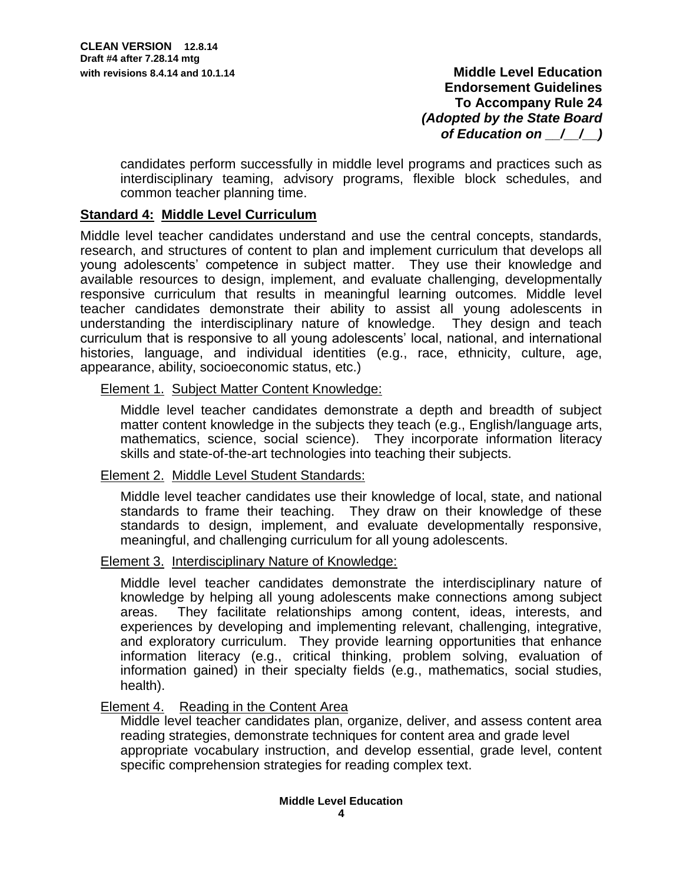candidates perform successfully in middle level programs and practices such as interdisciplinary teaming, advisory programs, flexible block schedules, and common teacher planning time.

## Standard 4: Middle Level Curriculum

Middle level teacher candidates understand and use the central concepts, standards, research, and structures of content to plan and implement curriculum that develops all young adolescents' competence in subject matter. They use their knowledge and available resources to design, implement, and evaluate challenging, developmentally responsive curriculum that results in meaningful learning outcomes. Middle level teacher candidates demonstrate their ability to assist all young adolescents in understanding the interdisciplinary nature of knowledge. They design and teach curriculum that is responsive to all young adolescents' local, national, and international histories, language, and individual identities (e.g., race, ethnicity, culture, age, appearance, ability, socioeconomic status, etc.)

Element 1. Subject Matter Content Knowledge:

Middle level teacher candidates demonstrate a depth and breadth of subject matter content knowledge in the subjects they teach (e.g., English/language arts, mathematics, science, social science). They incorporate information literacy skills and state-of-the-art technologies into teaching their subjects.

Element 2. Middle Level Student Standards:

Middle level teacher candidates use their knowledge of local, state, and national standards to frame their teaching. They draw on their knowledge of these standards to design, implement, and evaluate developmentally responsive, meaningful, and challenging curriculum for all young adolescents.

Element 3. Interdisciplinary Nature of Knowledge:

Middle level teacher candidates demonstrate the interdisciplinary nature of knowledge by helping all young adolescents make connections among subject areas. They facilitate relationships among content, ideas, interests, and experiences by developing and implementing relevant, challenging, integrative, and exploratory curriculum. They provide learning opportunities that enhance information literacy (e.g., critical thinking, problem solving, evaluation of information gained) in their specialty fields (e.g., mathematics, social studies, health).

Element 4. Reading in the Content Area

Middle level teacher candidates plan, organize, deliver, and assess content area reading strategies, demonstrate techniques for content area and grade level appropriate vocabulary instruction, and develop essential, grade level, content specific comprehension strategies for reading complex text.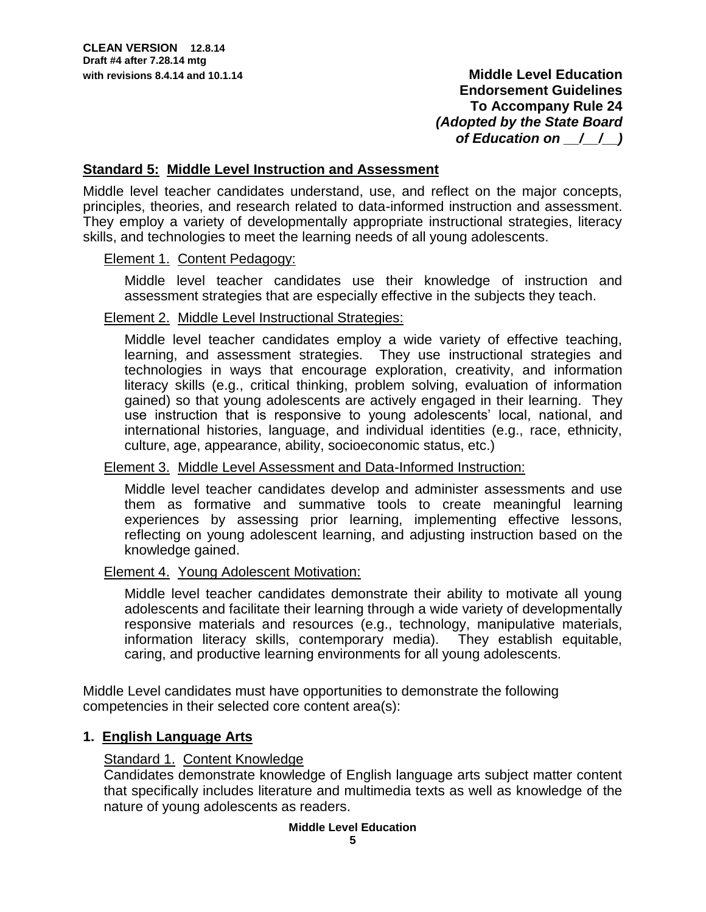## Standard 5: Middle Level Instruction and Assessment

Middle level teacher candidates understand, use, and reflect on the major concepts, principles, theories, and research related to data-informed instruction and assessment. They employ a variety of developmentally appropriate instructional strategies, literacy skills, and technologies to meet the learning needs of all young adolescents.

Element 1. Content Pedagogy:

Middle level teacher candidates use their knowledge of instruction and assessment strategies that are especially effective in the subjects they teach.

Element 2. Middle Level Instructional Strategies:

Middle level teacher candidates employ a wide variety of effective teaching, learning, and assessment strategies. They use instructional strategies and technologies in ways that encourage exploration, creativity, and information literacy skills (e.g., critical thinking, problem solving, evaluation of information gained) so that young adolescents are actively engaged in their learning. They use instruction that is responsive to young adolescents' local, national, and international histories, language, and individual identities (e.g., race, ethnicity, culture, age, appearance, ability, socioeconomic status, etc.)

Element 3. Middle Level Assessment and Data-Informed Instruction:

Middle level teacher candidates develop and administer assessments and use them as formative and summative tools to create meaningful learning experiences by assessing prior learning, implementing effective lessons, reflecting on young adolescent learning, and adjusting instruction based on the knowledge gained.

Element 4. Young Adolescent Motivation:

Middle level teacher candidates demonstrate their ability to motivate all young adolescents and facilitate their learning through a wide variety of developmentally responsive materials and resources (e.g., technology, manipulative materials, information literacy skills, contemporary media). They establish equitable, caring, and productive learning environments for all young adolescents.

Middle Level candidates must have opportunities to demonstrate the following competencies in their selected core content area(s):

### 1. English Language Arts

Standard 1. Content Knowledge

Candidates demonstrate knowledge of English language arts subject matter content that specifically includes literature and multimedia texts as well as knowledge of the nature of young adolescents as readers.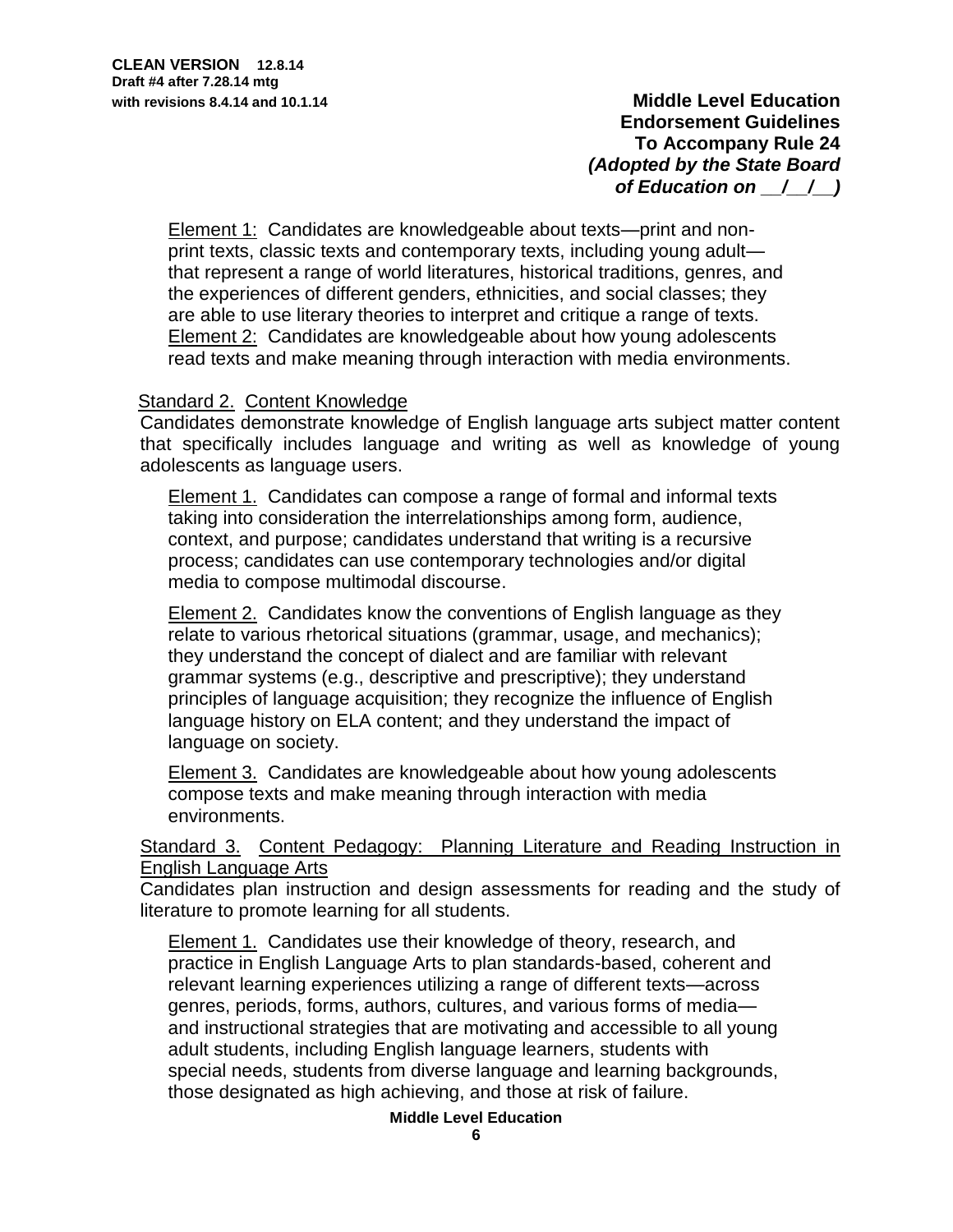Element 1: Candidates are knowledgeable about texts—print and non-print texts, classic texts and contemporary texts, including young adult—that represent a range of world literatures, historical traditions, genres, and the experiences of different genders, ethnicities, and social classes; they are able to use literary theories to interpret and critique a range of texts.

Element 2: Candidates are knowledgeable about how young adolescents read texts and make meaning through interaction with media environments.

Standard 2. Content Knowledge

Candidates demonstrate knowledge of English language arts subject matter content that specifically includes language and writing as well as knowledge of young adolescents as language users.

Element 1. Candidates can compose a range of formal and informal texts taking into consideration the interrelationships among form, audience, context, and purpose; candidates understand that writing is a recursive process; candidates can use contemporary technologies and/or digital media to compose multimodal discourse.

Element 2. Candidates know the conventions of English language as they relate to various rhetorical situations (grammar, usage, and mechanics); they understand the concept of dialect and are familiar with relevant grammar systems (e.g., descriptive and prescriptive); they understand principles of language acquisition; they recognize the influence of English language history on ELA content; and they understand the impact of language on society.

Element 3. Candidates are knowledgeable about how young adolescents compose texts and make meaning through interaction with media environments.

Standard 3. Content Pedagogy: Planning Literature and Reading Instruction in English Language Arts

Candidates plan instruction and design assessments for reading and the study of literature to promote learning for all students.

Element 1. Candidates use their knowledge of theory, research, and practice in English Language Arts to plan standards-based, coherent and relevant learning experiences utilizing a range of different texts—across genres, periods, forms, authors, cultures, and various forms of media—and instructional strategies that are motivating and accessible to all young adult students, including English language learners, students with special needs, students from diverse language and learning backgrounds, those designated as high achieving, and those at risk of failure.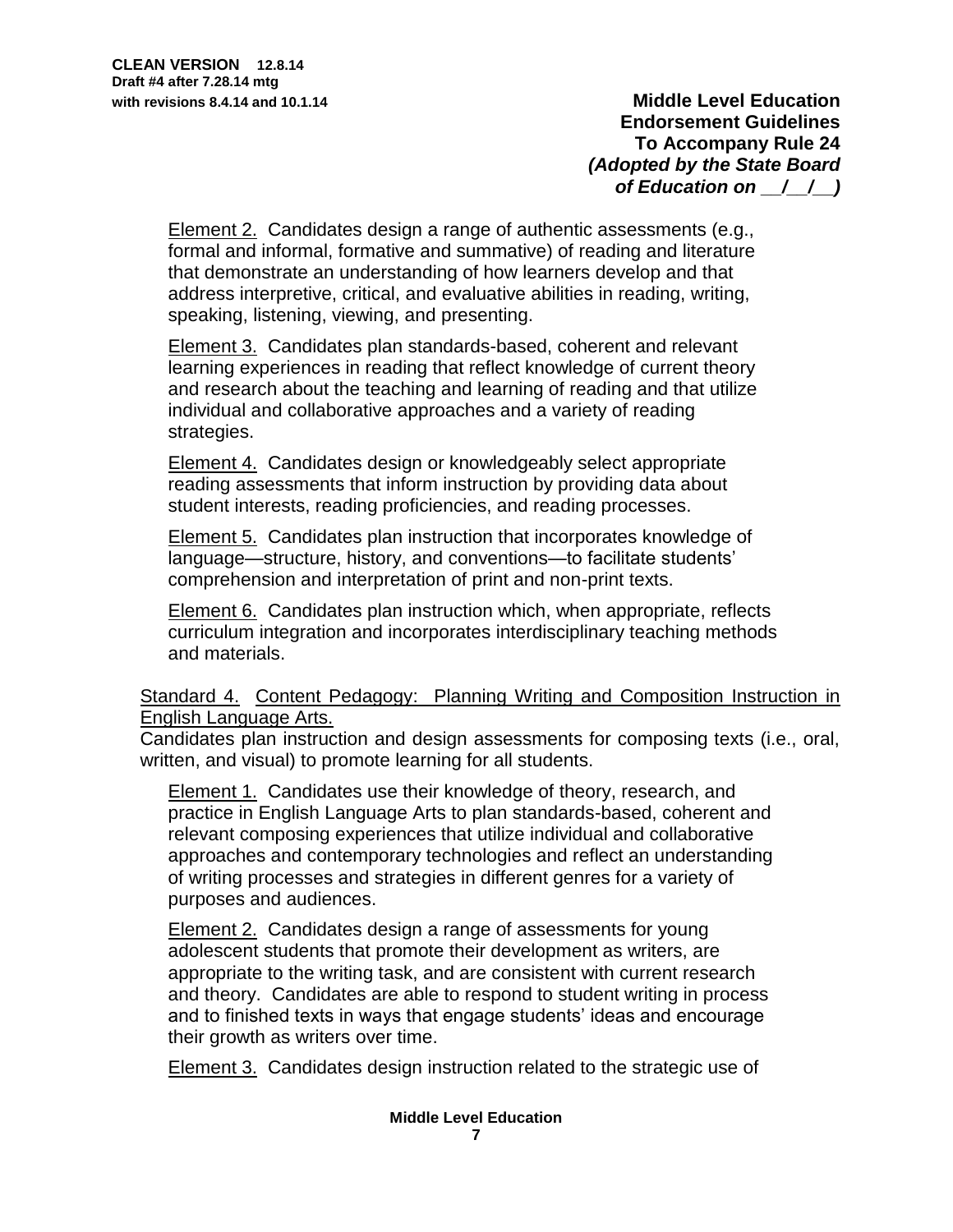Element 2. Candidates design a range of authentic assessments (e.g., formal and informal, formative and summative) of reading and literature that demonstrate an understanding of how learners develop and that address interpretive, critical, and evaluative abilities in reading, writing, speaking, listening, viewing, and presenting.

Element 3. Candidates plan standards-based, coherent and relevant learning experiences in reading that reflect knowledge of current theory and research about the teaching and learning of reading and that utilize individual and collaborative approaches and a variety of reading strategies.

Element 4. Candidates design or knowledgeably select appropriate reading assessments that inform instruction by providing data about student interests, reading proficiencies, and reading processes.

Element 5. Candidates plan instruction that incorporates knowledge of language—structure, history, and conventions—to facilitate students' comprehension and interpretation of print and non-print texts.

Element 6. Candidates plan instruction which, when appropriate, reflects curriculum integration and incorporates interdisciplinary teaching methods and materials.

Standard 4. Content Pedagogy: Planning Writing and Composition Instruction in English Language Arts.
Candidates plan instruction and design assessments for composing texts (i.e., oral, written, and visual) to promote learning for all students.

Element 1. Candidates use their knowledge of theory, research, and practice in English Language Arts to plan standards-based, coherent and relevant composing experiences that utilize individual and collaborative approaches and contemporary technologies and reflect an understanding of writing processes and strategies in different genres for a variety of purposes and audiences.

Element 2. Candidates design a range of assessments for young adolescent students that promote their development as writers, are appropriate to the writing task, and are consistent with current research and theory. Candidates are able to respond to student writing in process and to finished texts in ways that engage students' ideas and encourage their growth as writers over time.

Element 3. Candidates design instruction related to the strategic use of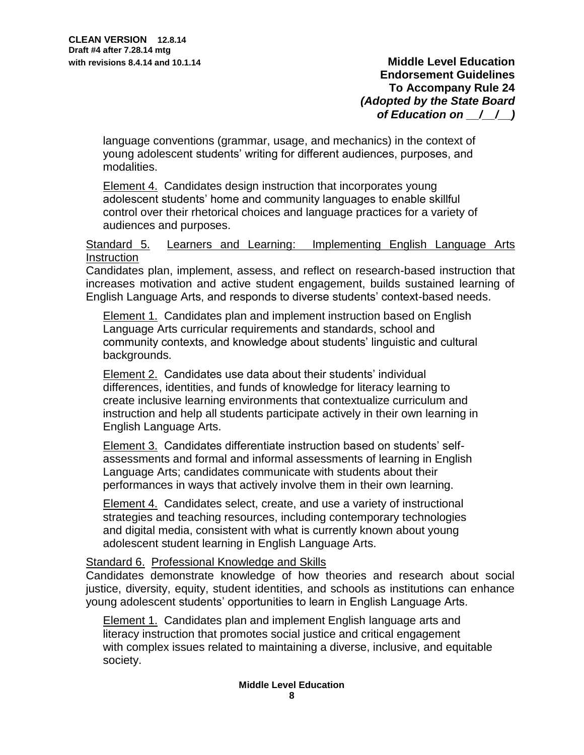language conventions (grammar, usage, and mechanics) in the context of young adolescent students' writing for different audiences, purposes, and modalities.

Element 4. Candidates design instruction that incorporates young adolescent students' home and community languages to enable skillful control over their rhetorical choices and language practices for a variety of audiences and purposes.

Standard 5. Learners and Learning: Implementing English Language Arts Instruction

Candidates plan, implement, assess, and reflect on research-based instruction that increases motivation and active student engagement, builds sustained learning of English Language Arts, and responds to diverse students' context-based needs.

Element 1. Candidates plan and implement instruction based on English Language Arts curricular requirements and standards, school and community contexts, and knowledge about students' linguistic and cultural backgrounds.

Element 2. Candidates use data about their students' individual differences, identities, and funds of knowledge for literacy learning to create inclusive learning environments that contextualize curriculum and instruction and help all students participate actively in their own learning in English Language Arts.

Element 3. Candidates differentiate instruction based on students' self-assessments and formal and informal assessments of learning in English Language Arts; candidates communicate with students about their performances in ways that actively involve them in their own learning.

Element 4. Candidates select, create, and use a variety of instructional strategies and teaching resources, including contemporary technologies and digital media, consistent with what is currently known about young adolescent student learning in English Language Arts.

Standard 6. Professional Knowledge and Skills

Candidates demonstrate knowledge of how theories and research about social justice, diversity, equity, student identities, and schools as institutions can enhance young adolescent students' opportunities to learn in English Language Arts.

Element 1. Candidates plan and implement English language arts and literacy instruction that promotes social justice and critical engagement with complex issues related to maintaining a diverse, inclusive, and equitable society.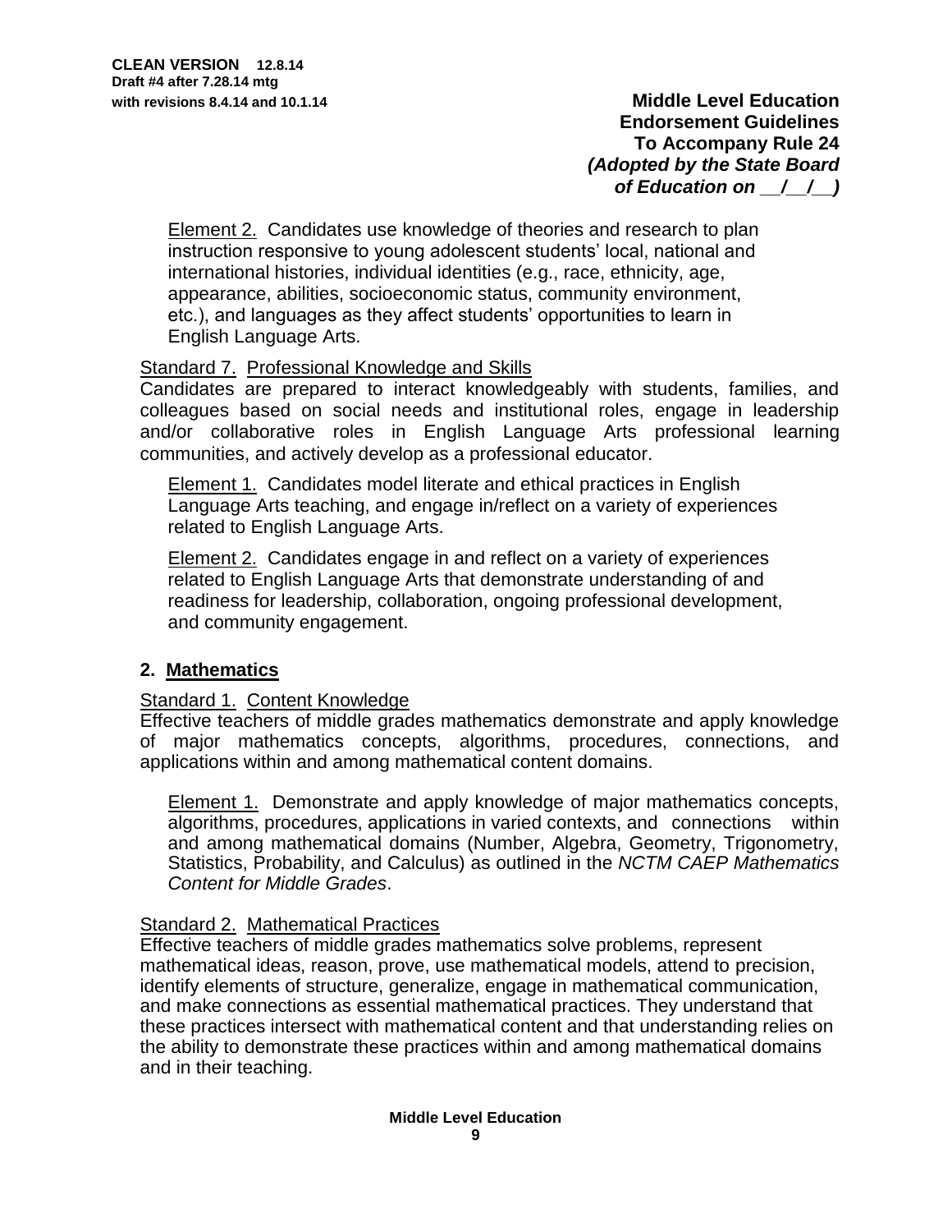Element 2. Candidates use knowledge of theories and research to plan instruction responsive to young adolescent students' local, national and international histories, individual identities (e.g., race, ethnicity, age, appearance, abilities, socioeconomic status, community environment, etc.), and languages as they affect students' opportunities to learn in English Language Arts.

Standard 7. Professional Knowledge and Skills
Candidates are prepared to interact knowledgeably with students, families, and colleagues based on social needs and institutional roles, engage in leadership and/or collaborative roles in English Language Arts professional learning communities, and actively develop as a professional educator.

Element 1. Candidates model literate and ethical practices in English Language Arts teaching, and engage in/reflect on a variety of experiences related to English Language Arts.

Element 2. Candidates engage in and reflect on a variety of experiences related to English Language Arts that demonstrate understanding of and readiness for leadership, collaboration, ongoing professional development, and community engagement.

## 2. Mathematics

Standard 1. Content Knowledge
Effective teachers of middle grades mathematics demonstrate and apply knowledge of major mathematics concepts, algorithms, procedures, connections, and applications within and among mathematical content domains.

Element 1. Demonstrate and apply knowledge of major mathematics concepts, algorithms, procedures, applications in varied contexts, and connections within and among mathematical domains (Number, Algebra, Geometry, Trigonometry, Statistics, Probability, and Calculus) as outlined in the *NCTM CAEP Mathematics Content for Middle Grades*.

Standard 2. Mathematical Practices
Effective teachers of middle grades mathematics solve problems, represent mathematical ideas, reason, prove, use mathematical models, attend to precision, identify elements of structure, generalize, engage in mathematical communication, and make connections as essential mathematical practices. They understand that these practices intersect with mathematical content and that understanding relies on the ability to demonstrate these practices within and among mathematical domains and in their teaching.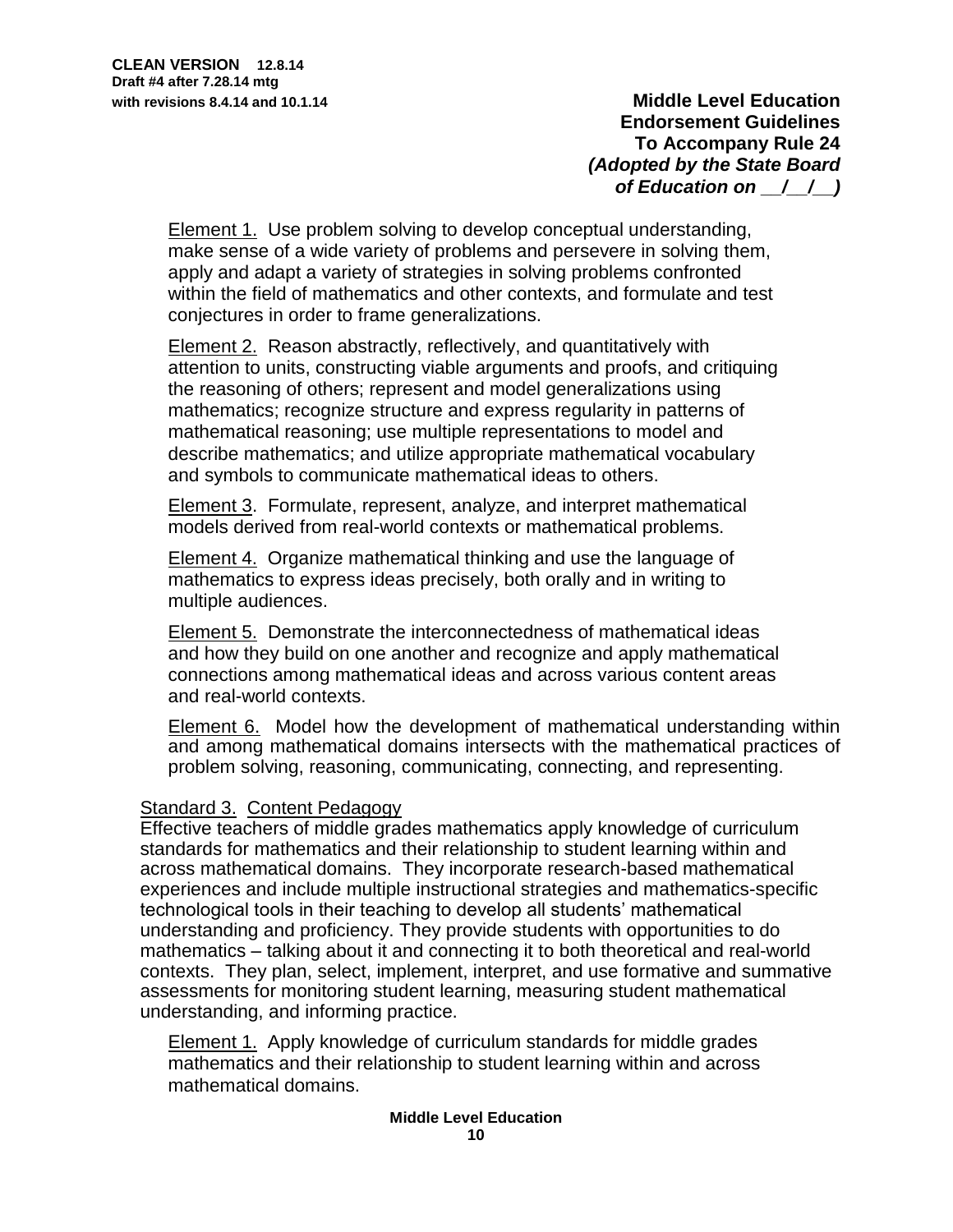Element 1. Use problem solving to develop conceptual understanding, make sense of a wide variety of problems and persevere in solving them, apply and adapt a variety of strategies in solving problems confronted within the field of mathematics and other contexts, and formulate and test conjectures in order to frame generalizations.

Element 2. Reason abstractly, reflectively, and quantitatively with attention to units, constructing viable arguments and proofs, and critiquing the reasoning of others; represent and model generalizations using mathematics; recognize structure and express regularity in patterns of mathematical reasoning; use multiple representations to model and describe mathematics; and utilize appropriate mathematical vocabulary and symbols to communicate mathematical ideas to others.

Element 3. Formulate, represent, analyze, and interpret mathematical models derived from real-world contexts or mathematical problems.

Element 4. Organize mathematical thinking and use the language of mathematics to express ideas precisely, both orally and in writing to multiple audiences.

Element 5. Demonstrate the interconnectedness of mathematical ideas and how they build on one another and recognize and apply mathematical connections among mathematical ideas and across various content areas and real-world contexts.

Element 6. Model how the development of mathematical understanding within and among mathematical domains intersects with the mathematical practices of problem solving, reasoning, communicating, connecting, and representing.

Standard 3. Content Pedagogy

Effective teachers of middle grades mathematics apply knowledge of curriculum standards for mathematics and their relationship to student learning within and across mathematical domains. They incorporate research-based mathematical experiences and include multiple instructional strategies and mathematics-specific technological tools in their teaching to develop all students' mathematical understanding and proficiency. They provide students with opportunities to do mathematics – talking about it and connecting it to both theoretical and real-world contexts. They plan, select, implement, interpret, and use formative and summative assessments for monitoring student learning, measuring student mathematical understanding, and informing practice.

Element 1. Apply knowledge of curriculum standards for middle grades mathematics and their relationship to student learning within and across mathematical domains.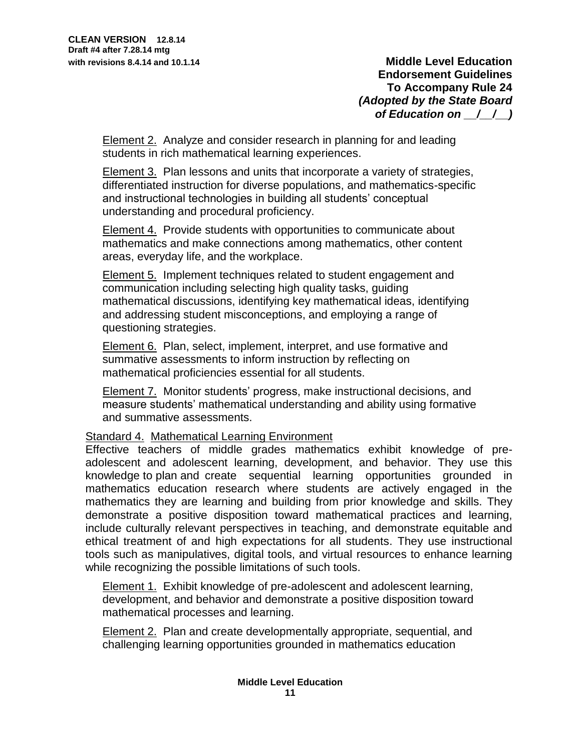Element 2. Analyze and consider research in planning for and leading students in rich mathematical learning experiences.

Element 3. Plan lessons and units that incorporate a variety of strategies, differentiated instruction for diverse populations, and mathematics-specific and instructional technologies in building all students' conceptual understanding and procedural proficiency.

Element 4. Provide students with opportunities to communicate about mathematics and make connections among mathematics, other content areas, everyday life, and the workplace.

Element 5. Implement techniques related to student engagement and communication including selecting high quality tasks, guiding mathematical discussions, identifying key mathematical ideas, identifying and addressing student misconceptions, and employing a range of questioning strategies.

Element 6. Plan, select, implement, interpret, and use formative and summative assessments to inform instruction by reflecting on mathematical proficiencies essential for all students.

Element 7. Monitor students' progress, make instructional decisions, and measure students' mathematical understanding and ability using formative and summative assessments.

Standard 4. Mathematical Learning Environment

Effective teachers of middle grades mathematics exhibit knowledge of pre-adolescent and adolescent learning, development, and behavior. They use this knowledge to plan and create sequential learning opportunities grounded in mathematics education research where students are actively engaged in the mathematics they are learning and building from prior knowledge and skills. They demonstrate a positive disposition toward mathematical practices and learning, include culturally relevant perspectives in teaching, and demonstrate equitable and ethical treatment of and high expectations for all students. They use instructional tools such as manipulatives, digital tools, and virtual resources to enhance learning while recognizing the possible limitations of such tools.

Element 1. Exhibit knowledge of pre-adolescent and adolescent learning, development, and behavior and demonstrate a positive disposition toward mathematical processes and learning.

Element 2. Plan and create developmentally appropriate, sequential, and challenging learning opportunities grounded in mathematics education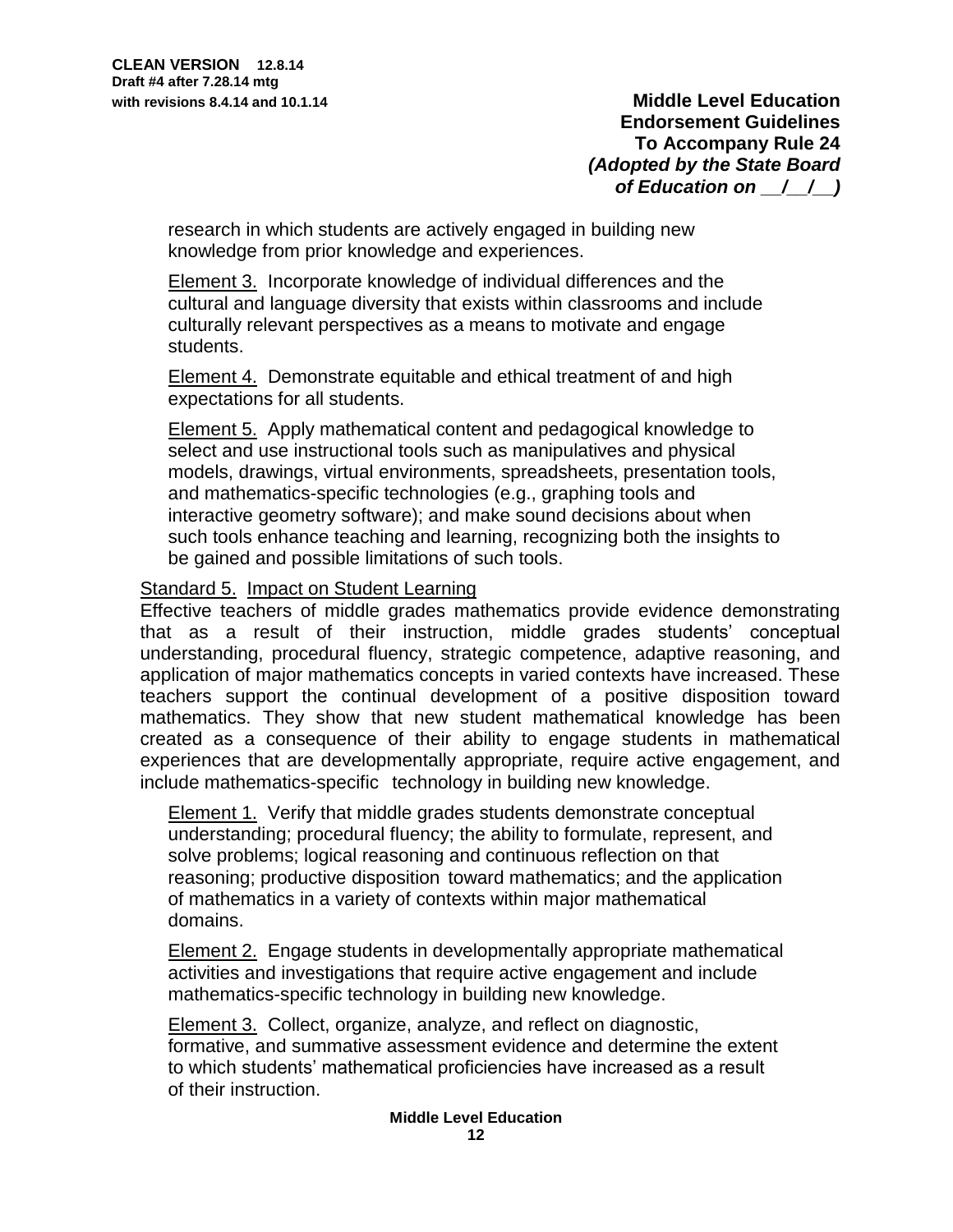research in which students are actively engaged in building new knowledge from prior knowledge and experiences.

Element 3. Incorporate knowledge of individual differences and the cultural and language diversity that exists within classrooms and include culturally relevant perspectives as a means to motivate and engage students.

Element 4. Demonstrate equitable and ethical treatment of and high expectations for all students.

Element 5. Apply mathematical content and pedagogical knowledge to select and use instructional tools such as manipulatives and physical models, drawings, virtual environments, spreadsheets, presentation tools, and mathematics-specific technologies (e.g., graphing tools and interactive geometry software); and make sound decisions about when such tools enhance teaching and learning, recognizing both the insights to be gained and possible limitations of such tools.

Standard 5. Impact on Student Learning

Effective teachers of middle grades mathematics provide evidence demonstrating that as a result of their instruction, middle grades students' conceptual understanding, procedural fluency, strategic competence, adaptive reasoning, and application of major mathematics concepts in varied contexts have increased. These teachers support the continual development of a positive disposition toward mathematics. They show that new student mathematical knowledge has been created as a consequence of their ability to engage students in mathematical experiences that are developmentally appropriate, require active engagement, and include mathematics-specific technology in building new knowledge.

Element 1. Verify that middle grades students demonstrate conceptual understanding; procedural fluency; the ability to formulate, represent, and solve problems; logical reasoning and continuous reflection on that reasoning; productive disposition toward mathematics; and the application of mathematics in a variety of contexts within major mathematical domains.

Element 2. Engage students in developmentally appropriate mathematical activities and investigations that require active engagement and include mathematics-specific technology in building new knowledge.

Element 3. Collect, organize, analyze, and reflect on diagnostic, formative, and summative assessment evidence and determine the extent to which students' mathematical proficiencies have increased as a result of their instruction.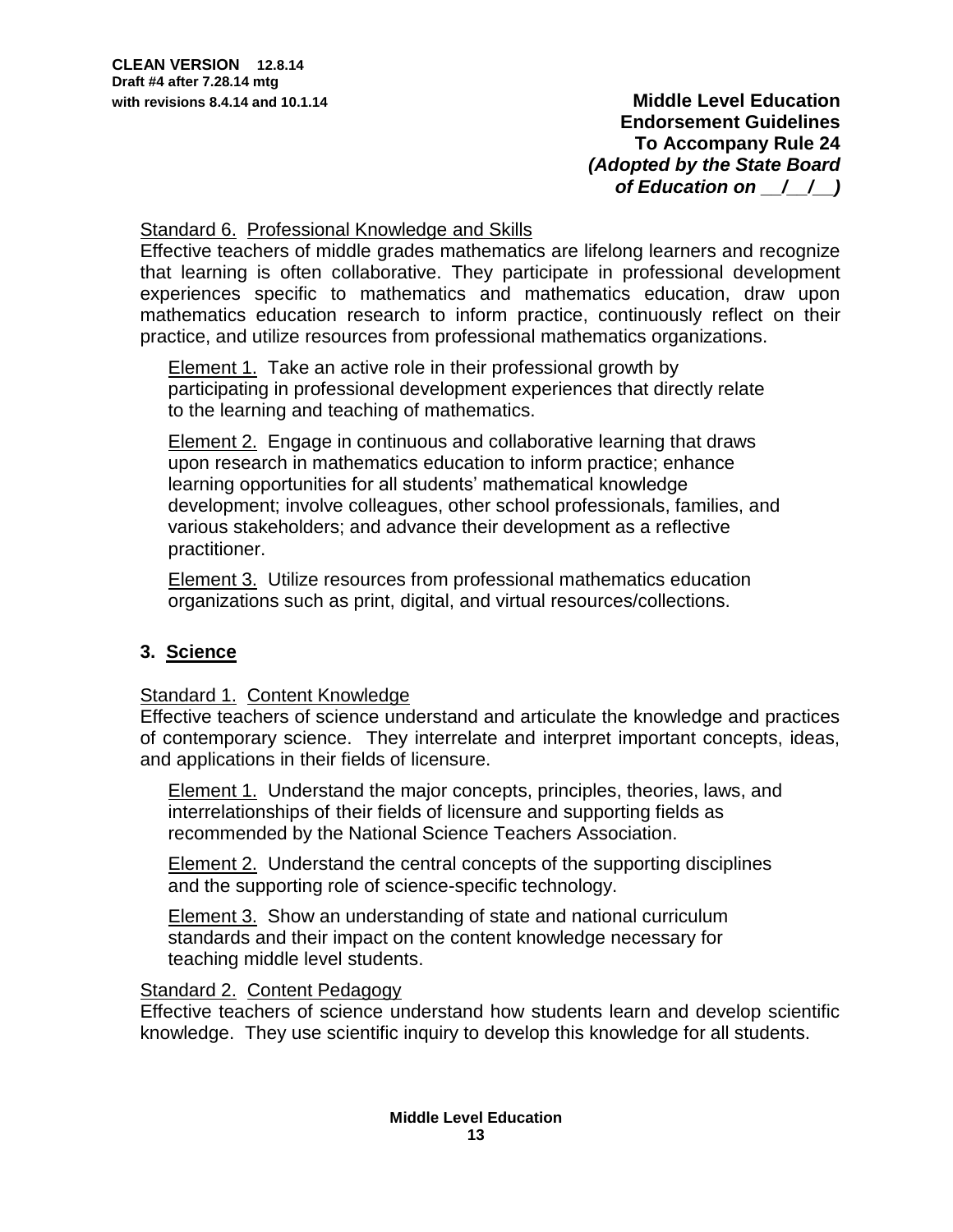Standard 6. Professional Knowledge and Skills

Effective teachers of middle grades mathematics are lifelong learners and recognize that learning is often collaborative. They participate in professional development experiences specific to mathematics and mathematics education, draw upon mathematics education research to inform practice, continuously reflect on their practice, and utilize resources from professional mathematics organizations.

Element 1. Take an active role in their professional growth by participating in professional development experiences that directly relate to the learning and teaching of mathematics.

Element 2. Engage in continuous and collaborative learning that draws upon research in mathematics education to inform practice; enhance learning opportunities for all students' mathematical knowledge development; involve colleagues, other school professionals, families, and various stakeholders; and advance their development as a reflective practitioner.

Element 3. Utilize resources from professional mathematics education organizations such as print, digital, and virtual resources/collections.

## 3. Science

Standard 1. Content Knowledge

Effective teachers of science understand and articulate the knowledge and practices of contemporary science. They interrelate and interpret important concepts, ideas, and applications in their fields of licensure.

Element 1. Understand the major concepts, principles, theories, laws, and interrelationships of their fields of licensure and supporting fields as recommended by the National Science Teachers Association.

Element 2. Understand the central concepts of the supporting disciplines and the supporting role of science-specific technology.

Element 3. Show an understanding of state and national curriculum standards and their impact on the content knowledge necessary for teaching middle level students.

Standard 2. Content Pedagogy

Effective teachers of science understand how students learn and develop scientific knowledge. They use scientific inquiry to develop this knowledge for all students.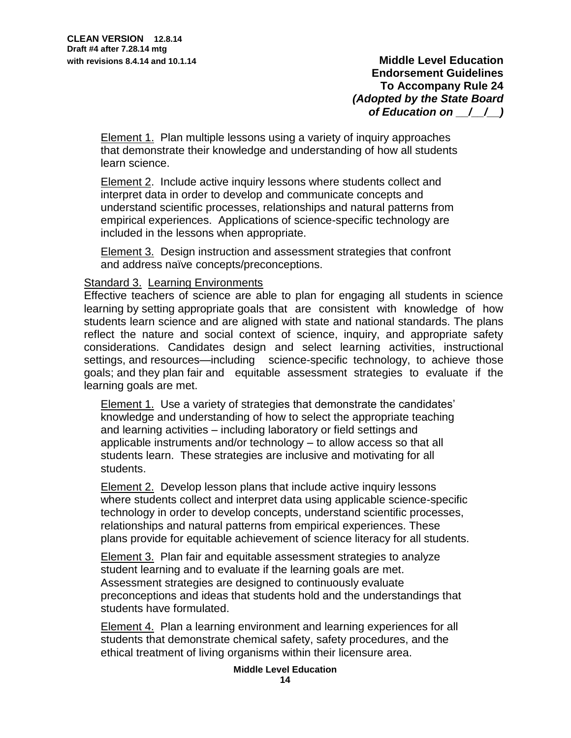Element 1. Plan multiple lessons using a variety of inquiry approaches that demonstrate their knowledge and understanding of how all students learn science.

Element 2. Include active inquiry lessons where students collect and interpret data in order to develop and communicate concepts and understand scientific processes, relationships and natural patterns from empirical experiences. Applications of science-specific technology are included in the lessons when appropriate.

Element 3. Design instruction and assessment strategies that confront and address naïve concepts/preconceptions.

Standard 3. Learning Environments

Effective teachers of science are able to plan for engaging all students in science learning by setting appropriate goals that are consistent with knowledge of how students learn science and are aligned with state and national standards. The plans reflect the nature and social context of science, inquiry, and appropriate safety considerations. Candidates design and select learning activities, instructional settings, and resources—including science-specific technology, to achieve those goals; and they plan fair and equitable assessment strategies to evaluate if the learning goals are met.

Element 1. Use a variety of strategies that demonstrate the candidates' knowledge and understanding of how to select the appropriate teaching and learning activities – including laboratory or field settings and applicable instruments and/or technology – to allow access so that all students learn. These strategies are inclusive and motivating for all students.

Element 2. Develop lesson plans that include active inquiry lessons where students collect and interpret data using applicable science-specific technology in order to develop concepts, understand scientific processes, relationships and natural patterns from empirical experiences. These plans provide for equitable achievement of science literacy for all students.

Element 3. Plan fair and equitable assessment strategies to analyze student learning and to evaluate if the learning goals are met. Assessment strategies are designed to continuously evaluate preconceptions and ideas that students hold and the understandings that students have formulated.

Element 4. Plan a learning environment and learning experiences for all students that demonstrate chemical safety, safety procedures, and the ethical treatment of living organisms within their licensure area.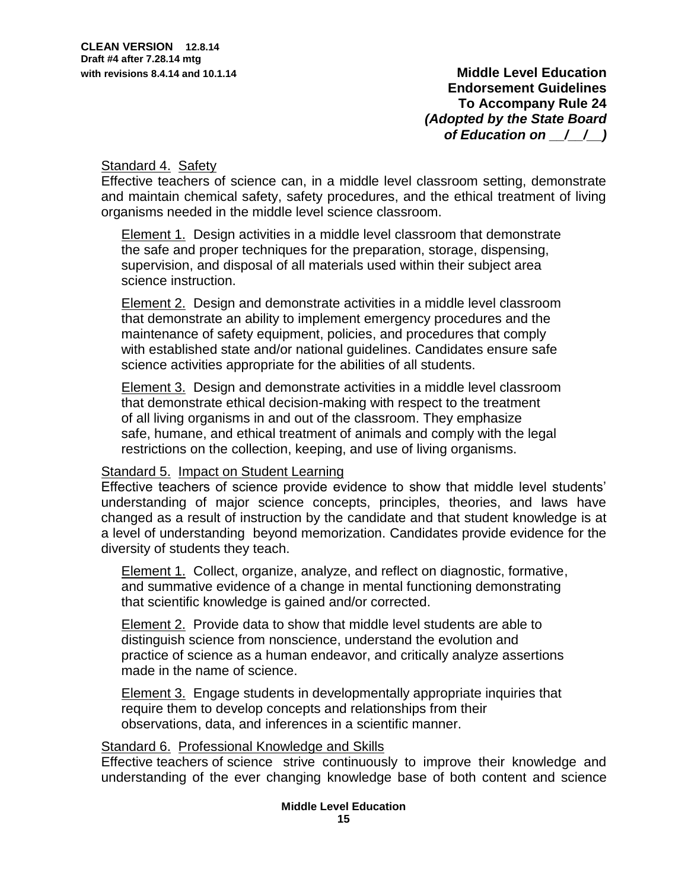Standard 4. Safety
Effective teachers of science can, in a middle level classroom setting, demonstrate and maintain chemical safety, safety procedures, and the ethical treatment of living organisms needed in the middle level science classroom.

Element 1. Design activities in a middle level classroom that demonstrate the safe and proper techniques for the preparation, storage, dispensing, supervision, and disposal of all materials used within their subject area science instruction.

Element 2. Design and demonstrate activities in a middle level classroom that demonstrate an ability to implement emergency procedures and the maintenance of safety equipment, policies, and procedures that comply with established state and/or national guidelines. Candidates ensure safe science activities appropriate for the abilities of all students.

Element 3. Design and demonstrate activities in a middle level classroom that demonstrate ethical decision-making with respect to the treatment of all living organisms in and out of the classroom. They emphasize safe, humane, and ethical treatment of animals and comply with the legal restrictions on the collection, keeping, and use of living organisms.

Standard 5. Impact on Student Learning
Effective teachers of science provide evidence to show that middle level students' understanding of major science concepts, principles, theories, and laws have changed as a result of instruction by the candidate and that student knowledge is at a level of understanding beyond memorization. Candidates provide evidence for the diversity of students they teach.

Element 1. Collect, organize, analyze, and reflect on diagnostic, formative, and summative evidence of a change in mental functioning demonstrating that scientific knowledge is gained and/or corrected.

Element 2. Provide data to show that middle level students are able to distinguish science from nonscience, understand the evolution and practice of science as a human endeavor, and critically analyze assertions made in the name of science.

Element 3. Engage students in developmentally appropriate inquiries that require them to develop concepts and relationships from their observations, data, and inferences in a scientific manner.

Standard 6. Professional Knowledge and Skills
Effective teachers of science strive continuously to improve their knowledge and understanding of the ever changing knowledge base of both content and science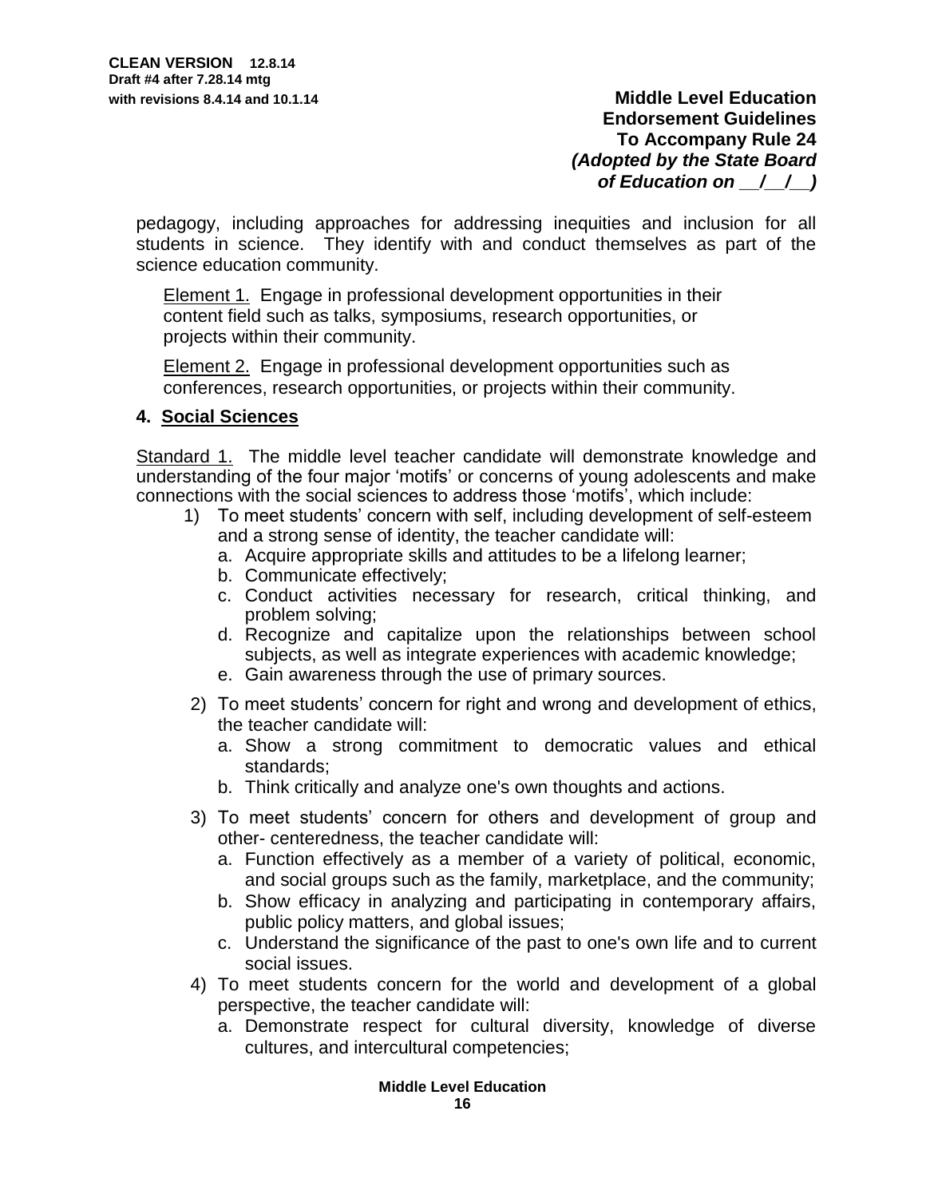pedagogy, including approaches for addressing inequities and inclusion for all students in science. They identify with and conduct themselves as part of the science education community.

<u>Element 1.</u> Engage in professional development opportunities in their content field such as talks, symposiums, research opportunities, or projects within their community.

<u>Element 2.</u> Engage in professional development opportunities such as conferences, research opportunities, or projects within their community.

## 4. Social Sciences

<u>Standard 1.</u> The middle level teacher candidate will demonstrate knowledge and understanding of the four major 'motifs' or concerns of young adolescents and make connections with the social sciences to address those 'motifs', which include:

1) To meet students' concern with self, including development of self-esteem and a strong sense of identity, the teacher candidate will:
   a. Acquire appropriate skills and attitudes to be a lifelong learner;
   b. Communicate effectively;
   c. Conduct activities necessary for research, critical thinking, and problem solving;
   d. Recognize and capitalize upon the relationships between school subjects, as well as integrate experiences with academic knowledge;
   e. Gain awareness through the use of primary sources.
2) To meet students' concern for right and wrong and development of ethics, the teacher candidate will:
   a. Show a strong commitment to democratic values and ethical standards;
   b. Think critically and analyze one's own thoughts and actions.
3) To meet students' concern for others and development of group and other- centeredness, the teacher candidate will:
   a. Function effectively as a member of a variety of political, economic, and social groups such as the family, marketplace, and the community;
   b. Show efficacy in analyzing and participating in contemporary affairs, public policy matters, and global issues;
   c. Understand the significance of the past to one's own life and to current social issues.
4) To meet students concern for the world and development of a global perspective, the teacher candidate will:
   a. Demonstrate respect for cultural diversity, knowledge of diverse cultures, and intercultural competencies;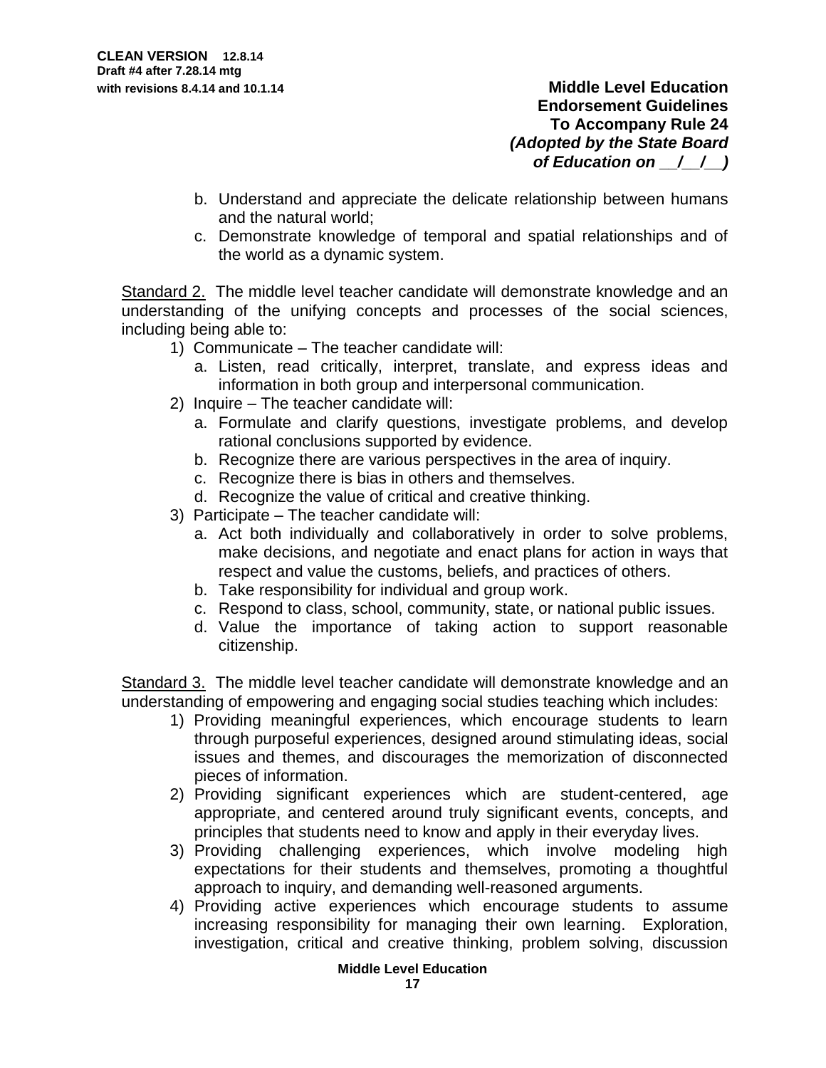b. Understand and appreciate the delicate relationship between humans and the natural world;
   c. Demonstrate knowledge of temporal and spatial relationships and of the world as a dynamic system.

Standard 2. The middle level teacher candidate will demonstrate knowledge and an understanding of the unifying concepts and processes of the social sciences, including being able to:

1) Communicate – The teacher candidate will:
   a. Listen, read critically, interpret, translate, and express ideas and information in both group and interpersonal communication.
2) Inquire – The teacher candidate will:
   a. Formulate and clarify questions, investigate problems, and develop rational conclusions supported by evidence.
   b. Recognize there are various perspectives in the area of inquiry.
   c. Recognize there is bias in others and themselves.
   d. Recognize the value of critical and creative thinking.
3) Participate – The teacher candidate will:
   a. Act both individually and collaboratively in order to solve problems, make decisions, and negotiate and enact plans for action in ways that respect and value the customs, beliefs, and practices of others.
   b. Take responsibility for individual and group work.
   c. Respond to class, school, community, state, or national public issues.
   d. Value the importance of taking action to support reasonable citizenship.

Standard 3. The middle level teacher candidate will demonstrate knowledge and an understanding of empowering and engaging social studies teaching which includes:

1) Providing meaningful experiences, which encourage students to learn through purposeful experiences, designed around stimulating ideas, social issues and themes, and discourages the memorization of disconnected pieces of information.
2) Providing significant experiences which are student-centered, age appropriate, and centered around truly significant events, concepts, and principles that students need to know and apply in their everyday lives.
3) Providing challenging experiences, which involve modeling high expectations for their students and themselves, promoting a thoughtful approach to inquiry, and demanding well-reasoned arguments.
4) Providing active experiences which encourage students to assume increasing responsibility for managing their own learning. Exploration, investigation, critical and creative thinking, problem solving, discussion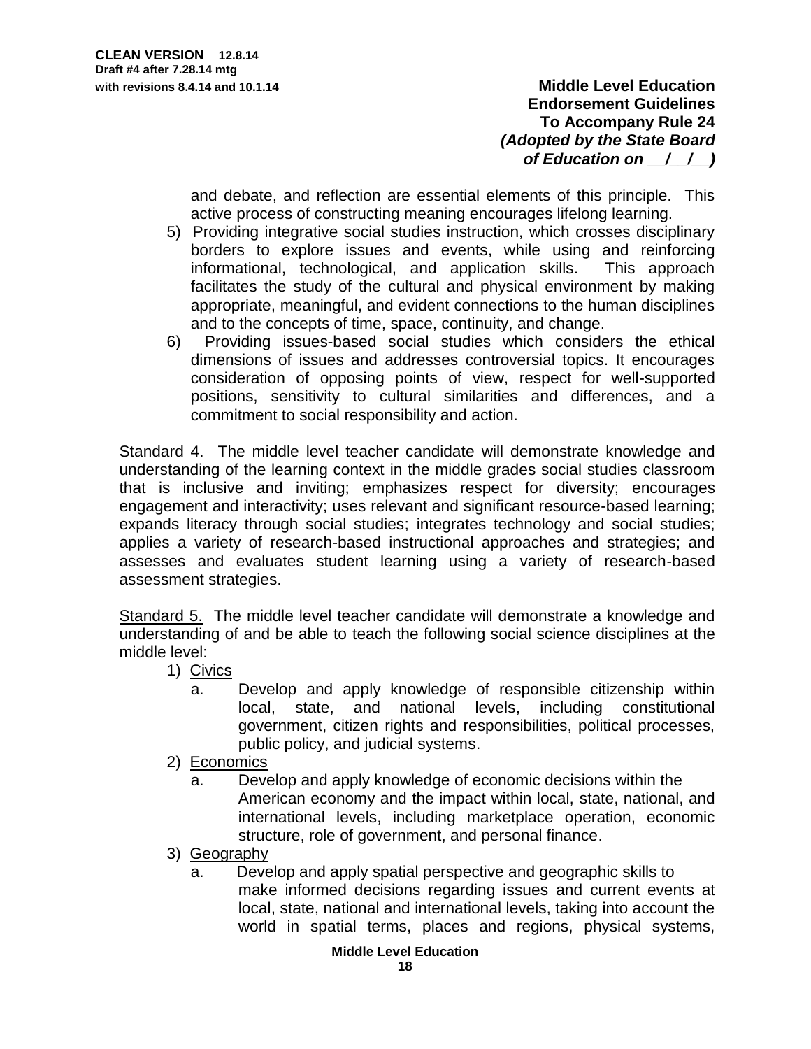and debate, and reflection are essential elements of this principle. This active process of constructing meaning encourages lifelong learning.

5) Providing integrative social studies instruction, which crosses disciplinary borders to explore issues and events, while using and reinforcing informational, technological, and application skills. This approach facilitates the study of the cultural and physical environment by making appropriate, meaningful, and evident connections to the human disciplines and to the concepts of time, space, continuity, and change.
6) Providing issues-based social studies which considers the ethical dimensions of issues and addresses controversial topics. It encourages consideration of opposing points of view, respect for well-supported positions, sensitivity to cultural similarities and differences, and a commitment to social responsibility and action.

<u>Standard 4.</u> The middle level teacher candidate will demonstrate knowledge and understanding of the learning context in the middle grades social studies classroom that is inclusive and inviting; emphasizes respect for diversity; encourages engagement and interactivity; uses relevant and significant resource-based learning; expands literacy through social studies; integrates technology and social studies; applies a variety of research-based instructional approaches and strategies; and assesses and evaluates student learning using a variety of research-based assessment strategies.

<u>Standard 5.</u> The middle level teacher candidate will demonstrate a knowledge and understanding of and be able to teach the following social science disciplines at the middle level:

1) <u>Civics</u>
   a. Develop and apply knowledge of responsible citizenship within local, state, and national levels, including constitutional government, citizen rights and responsibilities, political processes, public policy, and judicial systems.
2) <u>Economics</u>
   a. Develop and apply knowledge of economic decisions within the American economy and the impact within local, state, national, and international levels, including marketplace operation, economic structure, role of government, and personal finance.
3) <u>Geography</u>
   a. Develop and apply spatial perspective and geographic skills to make informed decisions regarding issues and current events at local, state, national and international levels, taking into account the world in spatial terms, places and regions, physical systems,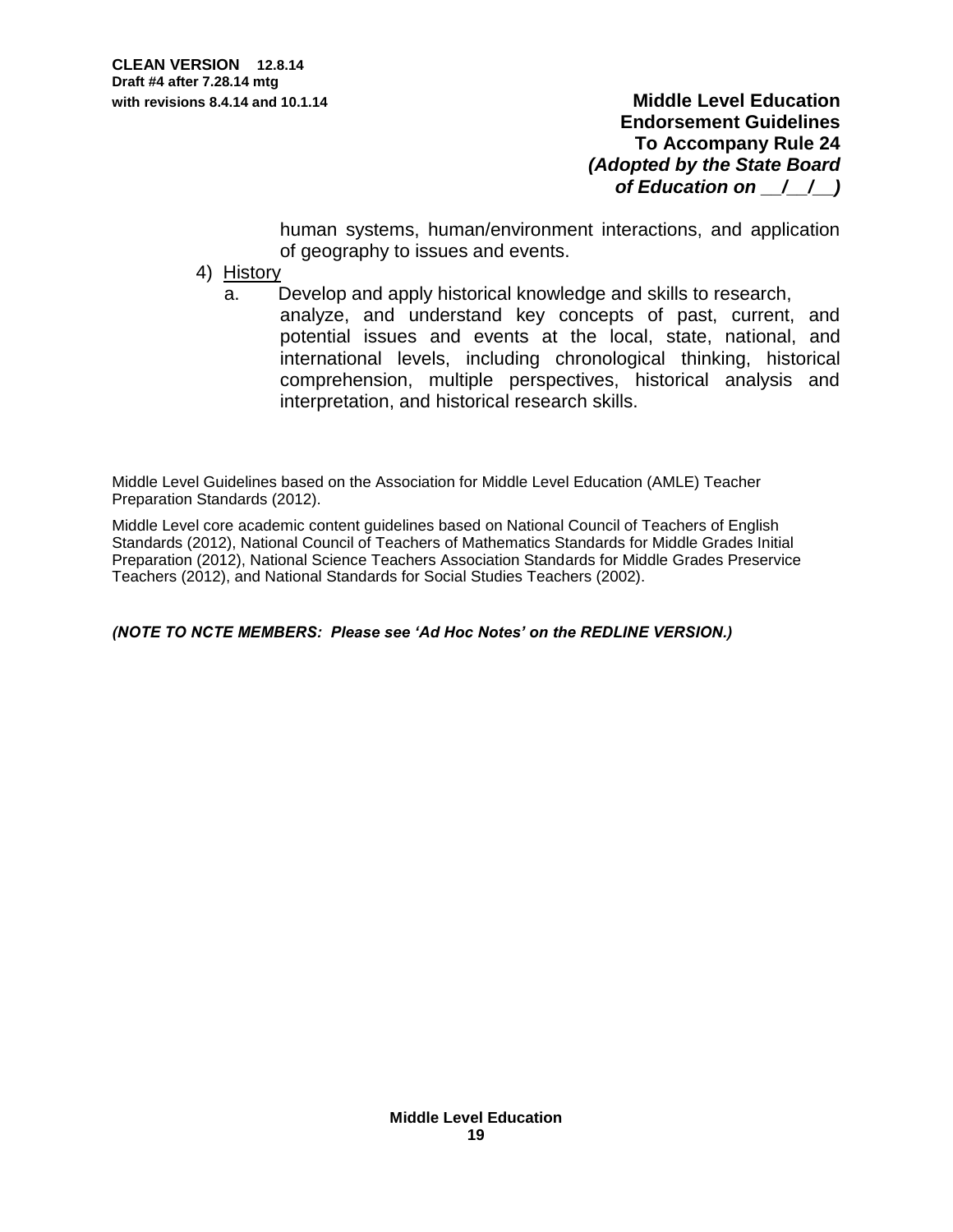human systems, human/environment interactions, and application of geography to issues and events.

4) History

   a. Develop and apply historical knowledge and skills to research, analyze, and understand key concepts of past, current, and potential issues and events at the local, state, national, and international levels, including chronological thinking, historical comprehension, multiple perspectives, historical analysis and interpretation, and historical research skills.

Middle Level Guidelines based on the Association for Middle Level Education (AMLE) Teacher Preparation Standards (2012).

Middle Level core academic content guidelines based on National Council of Teachers of English Standards (2012), National Council of Teachers of Mathematics Standards for Middle Grades Initial Preparation (2012), National Science Teachers Association Standards for Middle Grades Preservice Teachers (2012), and National Standards for Social Studies Teachers (2002).

***(NOTE TO NCTE MEMBERS: Please see 'Ad Hoc Notes' on the REDLINE VERSION.)***